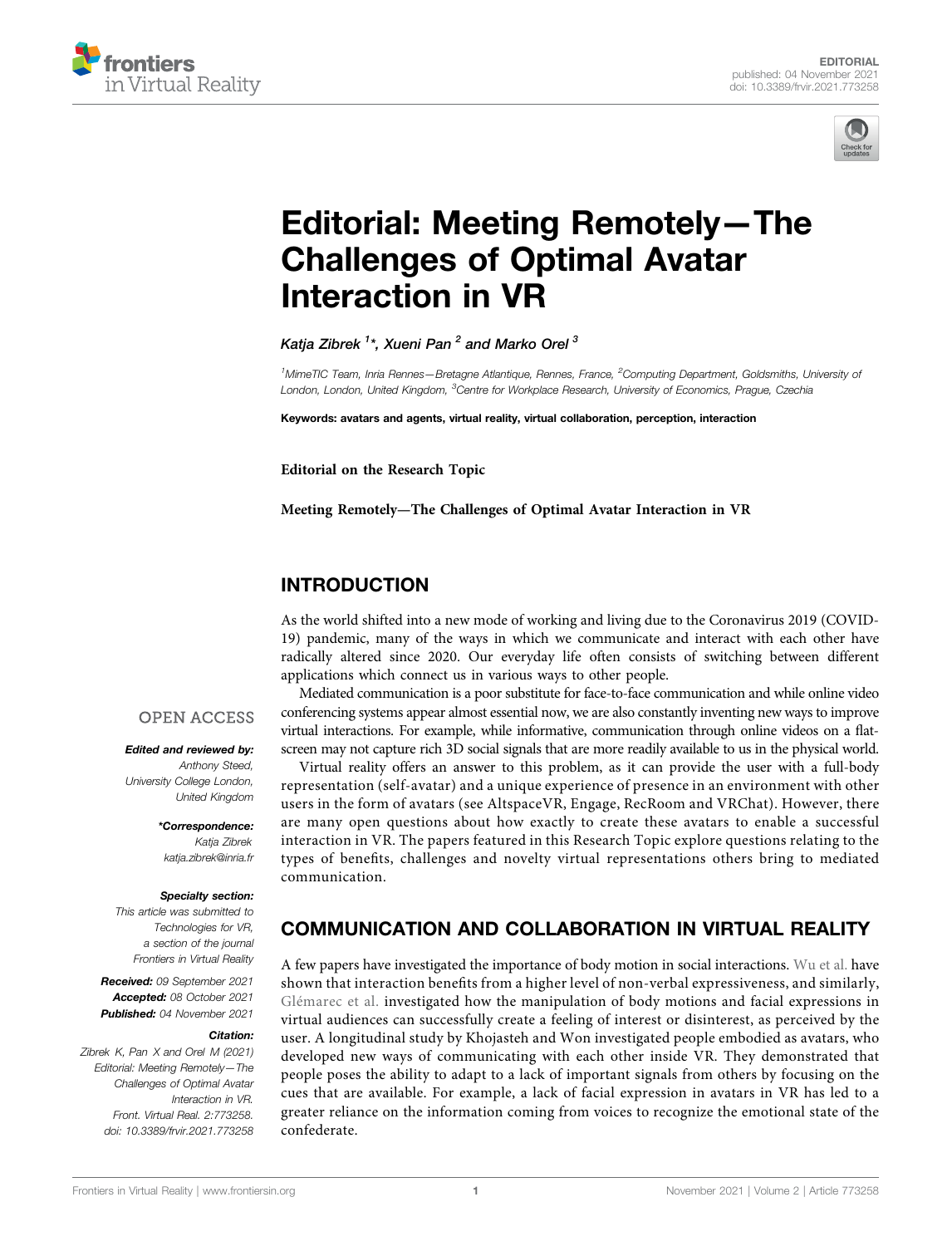EDITORIAL
published: 04 November 2021
doi: 10.3389/frvir.2021.773258

# Editorial: Meeting Remotely—The Challenges of Optimal Avatar Interaction in VR

*Katja Zibrek [1]\*, Xueni Pan [2] and Marko Orel [3]*

[1] MimeTIC Team, Inria Rennes—Bretagne Atlantique, Rennes, France, [2] Computing Department, Goldsmiths, University of London, London, United Kingdom, [3] Centre for Workplace Research, University of Economics, Prague, Czechia

**Keywords: avatars and agents, virtual reality, virtual collaboration, perception, interaction**

**Editorial on the Research Topic**

**Meeting Remotely—The Challenges of Optimal Avatar Interaction in VR**

OPEN ACCESS

***Edited and reviewed by:***
*Anthony Steed,*
*University College London,*
*United Kingdom*

***\*Correspondence:***
*Katja Zibrek*
*katja.zibrek@inria.fr*

***Specialty section:***
*This article was submitted to Technologies for VR, a section of the journal Frontiers in Virtual Reality*

***Received:*** *09 September 2021*
***Accepted:*** *08 October 2021*
***Published:*** *04 November 2021*

***Citation:***
*Zibrek K, Pan X and Orel M (2021) Editorial: Meeting Remotely—The Challenges of Optimal Avatar Interaction in VR. Front. Virtual Real. 2:773258. doi: 10.3389/frvir.2021.773258*

## INTRODUCTION

As the world shifted into a new mode of working and living due to the Coronavirus 2019 (COVID-19) pandemic, many of the ways in which we communicate and interact with each other have radically altered since 2020. Our everyday life often consists of switching between different applications which connect us in various ways to other people.

Mediated communication is a poor substitute for face-to-face communication and while online video conferencing systems appear almost essential now, we are also constantly inventing new ways to improve virtual interactions. For example, while informative, communication through online videos on a flat-screen may not capture rich 3D social signals that are more readily available to us in the physical world.

Virtual reality offers an answer to this problem, as it can provide the user with a full-body representation (self-avatar) and a unique experience of presence in an environment with other users in the form of avatars (see AltspaceVR, Engage, RecRoom and VRChat). However, there are many open questions about how exactly to create these avatars to enable a successful interaction in VR. The papers featured in this Research Topic explore questions relating to the types of benefits, challenges and novelty virtual representations others bring to mediated communication.

## COMMUNICATION AND COLLABORATION IN VIRTUAL REALITY

A few papers have investigated the importance of body motion in social interactions. Wu et al. have shown that interaction benefits from a higher level of non-verbal expressiveness, and similarly, Glémarec et al. investigated how the manipulation of body motions and facial expressions in virtual audiences can successfully create a feeling of interest or disinterest, as perceived by the user. A longitudinal study by Khojasteh and Won investigated people embodied as avatars, who developed new ways of communicating with each other inside VR. They demonstrated that people poses the ability to adapt to a lack of important signals from others by focusing on the cues that are available. For example, a lack of facial expression in avatars in VR has led to a greater reliance on the information coming from voices to recognize the emotional state of the confederate.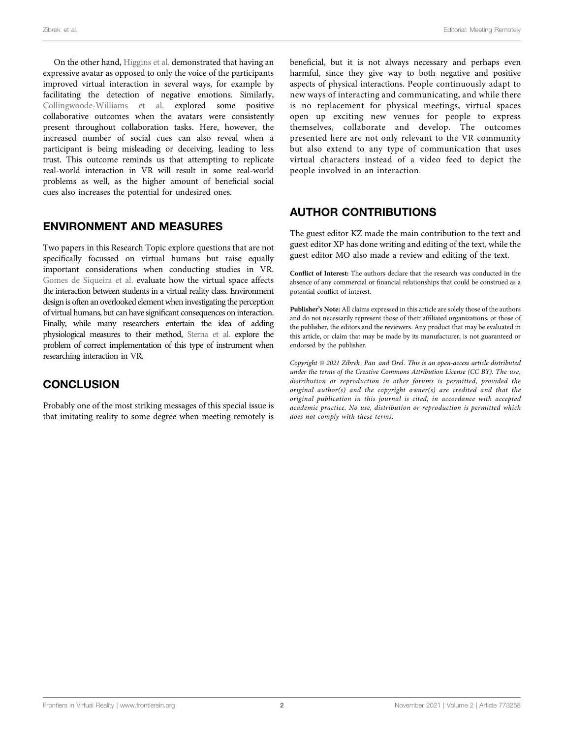On the other hand, Higgins et al. demonstrated that having an expressive avatar as opposed to only the voice of the participants improved virtual interaction in several ways, for example by facilitating the detection of negative emotions. Similarly, Collingwoode-Williams et al. explored some positive collaborative outcomes when the avatars were consistently present throughout collaboration tasks. Here, however, the increased number of social cues can also reveal when a participant is being misleading or deceiving, leading to less trust. This outcome reminds us that attempting to replicate real-world interaction in VR will result in some real-world problems as well, as the higher amount of beneficial social cues also increases the potential for undesired ones.

## ENVIRONMENT AND MEASURES

Two papers in this Research Topic explore questions that are not specifically focussed on virtual humans but raise equally important considerations when conducting studies in VR. Gomes de Siqueira et al. evaluate how the virtual space affects the interaction between students in a virtual reality class. Environment design is often an overlooked element when investigating the perception of virtual humans, but can have significant consequences on interaction. Finally, while many researchers entertain the idea of adding physiological measures to their method, Sterna et al. explore the problem of correct implementation of this type of instrument when researching interaction in VR.

## CONCLUSION

Probably one of the most striking messages of this special issue is that imitating reality to some degree when meeting remotely is beneficial, but it is not always necessary and perhaps even harmful, since they give way to both negative and positive aspects of physical interactions. People continuously adapt to new ways of interacting and communicating, and while there is no replacement for physical meetings, virtual spaces open up exciting new venues for people to express themselves, collaborate and develop. The outcomes presented here are not only relevant to the VR community but also extend to any type of communication that uses virtual characters instead of a video feed to depict the people involved in an interaction.

## AUTHOR CONTRIBUTIONS

The guest editor KZ made the main contribution to the text and guest editor XP has done writing and editing of the text, while the guest editor MO also made a review and editing of the text.

**Conflict of Interest:** The authors declare that the research was conducted in the absence of any commercial or financial relationships that could be construed as a potential conflict of interest.

**Publisher's Note:** All claims expressed in this article are solely those of the authors and do not necessarily represent those of their affiliated organizations, or those of the publisher, the editors and the reviewers. Any product that may be evaluated in this article, or claim that may be made by its manufacturer, is not guaranteed or endorsed by the publisher.

*Copyright © 2021 Zibrek, Pan and Orel. This is an open-access article distributed under the terms of the Creative Commons Attribution License (CC BY). The use, distribution or reproduction in other forums is permitted, provided the original author(s) and the copyright owner(s) are credited and that the original publication in this journal is cited, in accordance with accepted academic practice. No use, distribution or reproduction is permitted which does not comply with these terms.*